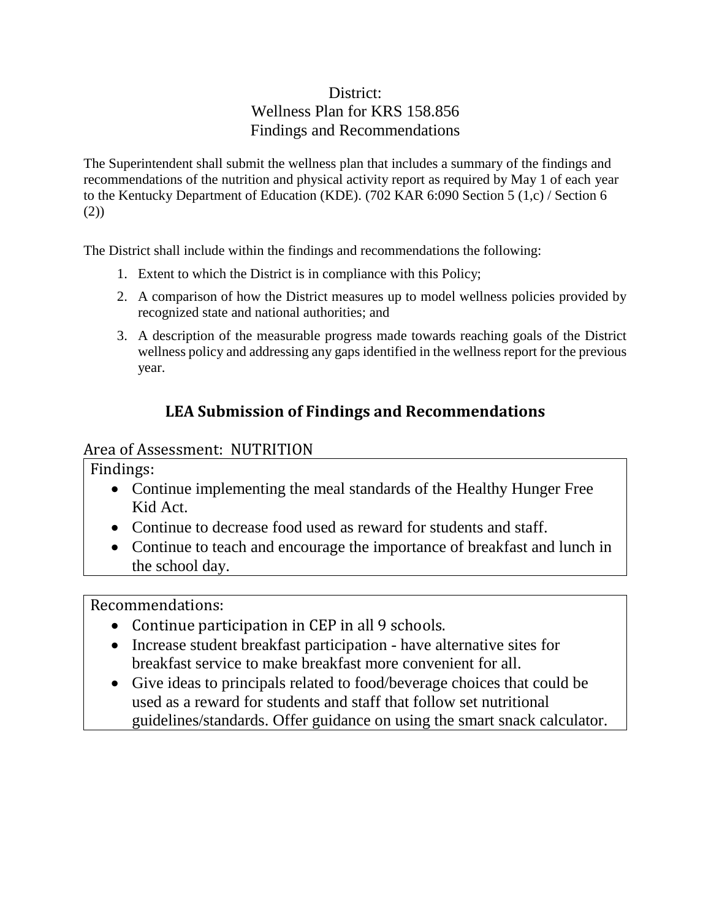District:
Wellness Plan for KRS 158.856
Findings and Recommendations

The Superintendent shall submit the wellness plan that includes a summary of the findings and recommendations of the nutrition and physical activity report as required by May 1 of each year to the Kentucky Department of Education (KDE). (702 KAR 6:090 Section 5 (1,c) / Section 6 (2))

The District shall include within the findings and recommendations the following:

1. Extent to which the District is in compliance with this Policy;
2. A comparison of how the District measures up to model wellness policies provided by recognized state and national authorities; and
3. A description of the measurable progress made towards reaching goals of the District wellness policy and addressing any gaps identified in the wellness report for the previous year.

## LEA Submission of Findings and Recommendations

Area of Assessment: NUTRITION

Findings:

- Continue implementing the meal standards of the Healthy Hunger Free Kid Act.
- Continue to decrease food used as reward for students and staff.
- Continue to teach and encourage the importance of breakfast and lunch in the school day.

Recommendations:

- Continue participation in CEP in all 9 schools.
- Increase student breakfast participation - have alternative sites for breakfast service to make breakfast more convenient for all.
- Give ideas to principals related to food/beverage choices that could be used as a reward for students and staff that follow set nutritional guidelines/standards. Offer guidance on using the smart snack calculator.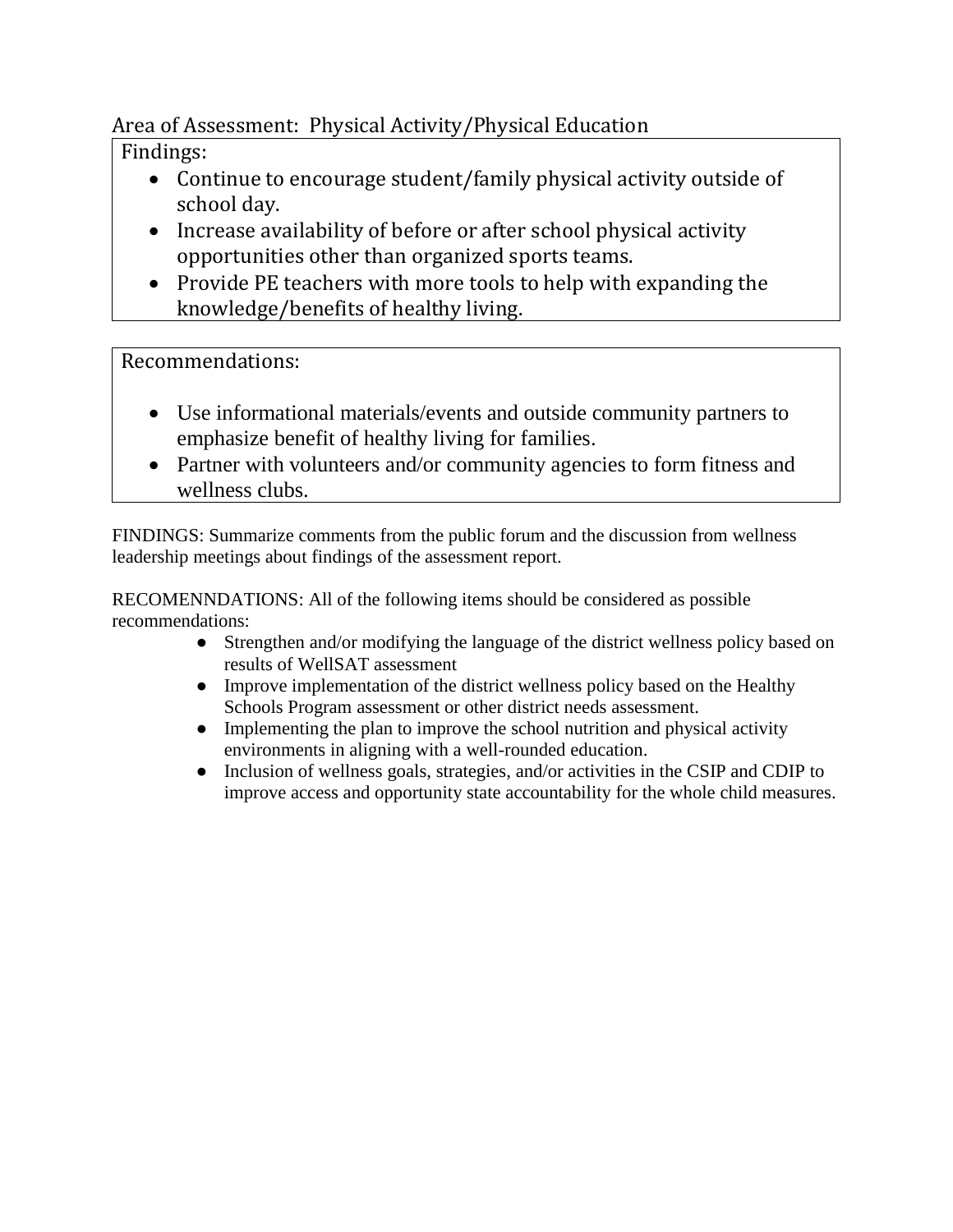Area of Assessment: Physical Activity/Physical Education

Findings:

- Continue to encourage student/family physical activity outside of school day.
- Increase availability of before or after school physical activity opportunities other than organized sports teams.
- Provide PE teachers with more tools to help with expanding the knowledge/benefits of healthy living.

Recommendations:

- Use informational materials/events and outside community partners to emphasize benefit of healthy living for families.
- Partner with volunteers and/or community agencies to form fitness and wellness clubs.

FINDINGS: Summarize comments from the public forum and the discussion from wellness leadership meetings about findings of the assessment report.

RECOMENNDATIONS: All of the following items should be considered as possible recommendations:

- Strengthen and/or modifying the language of the district wellness policy based on results of WellSAT assessment
- Improve implementation of the district wellness policy based on the Healthy Schools Program assessment or other district needs assessment.
- Implementing the plan to improve the school nutrition and physical activity environments in aligning with a well-rounded education.
- Inclusion of wellness goals, strategies, and/or activities in the CSIP and CDIP to improve access and opportunity state accountability for the whole child measures.